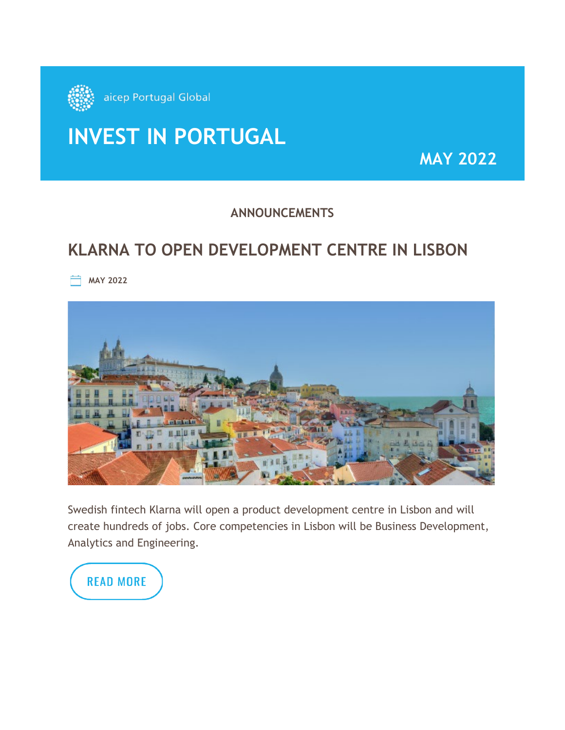aicep Portugal Global

# INVEST IN PORTUGAL

MAY 2022

ANNOUNCEMENTS

## KLARNA TO OPEN DEVELOPMENT CENTRE IN LISBON

MAY 2022

Swedish fintech Klarna will open a product development centre in Lisbon and will create hundreds of jobs. Core competencies in Lisbon will be Business Development, Analytics and Engineering.

READ MORE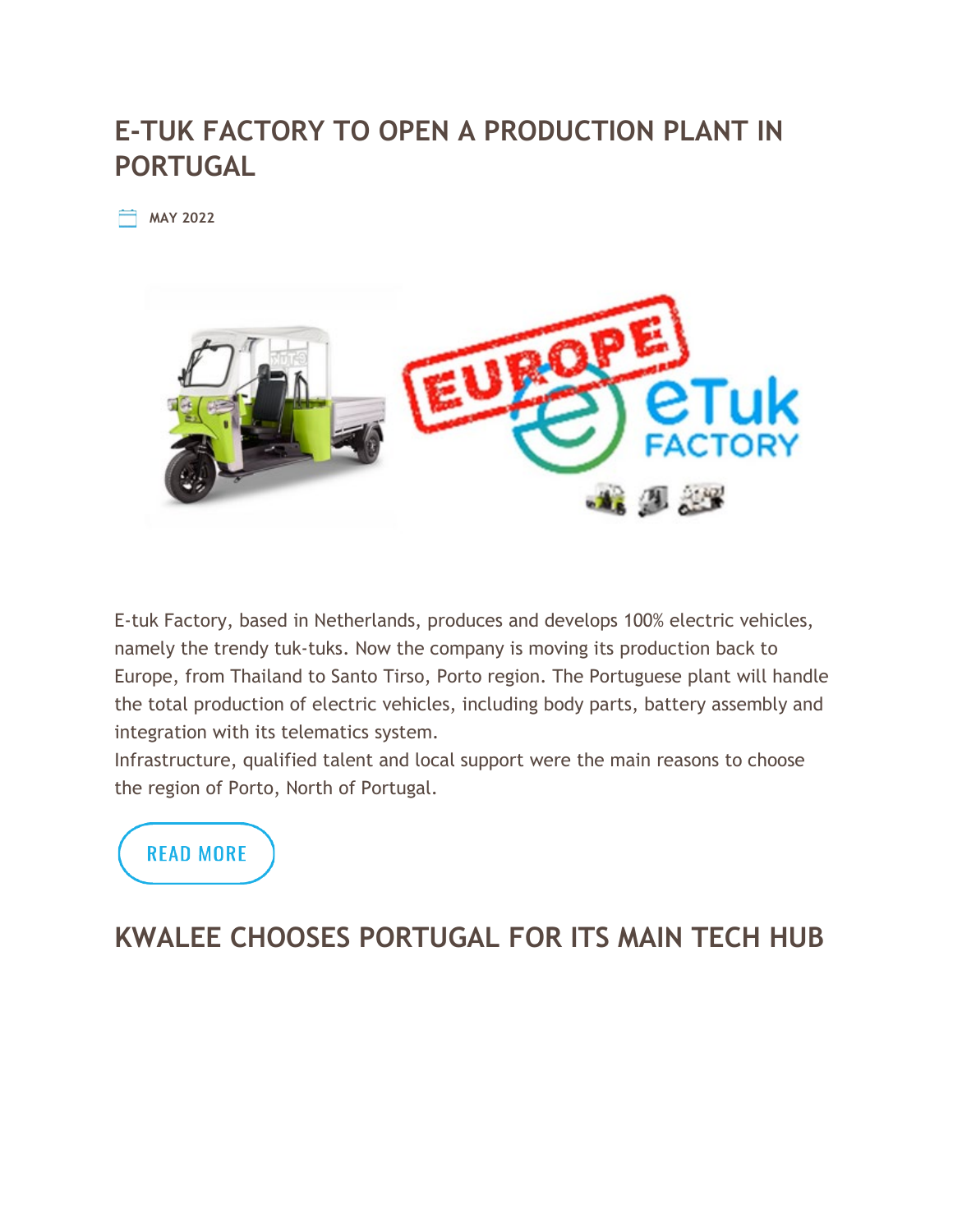## E-TUK FACTORY TO OPEN A PRODUCTION PLANT IN PORTUGAL

**MAY 2022**

E-tuk Factory, based in Netherlands, produces and develops 100% electric vehicles, namely the trendy tuk-tuks. Now the company is moving its production back to Europe, from Thailand to Santo Tirso, Porto region. The Portuguese plant will handle the total production of electric vehicles, including body parts, battery assembly and integration with its telematics system.
Infrastructure, qualified talent and local support were the main reasons to choose the region of Porto, North of Portugal.

READ MORE

## KWALEE CHOOSES PORTUGAL FOR ITS MAIN TECH HUB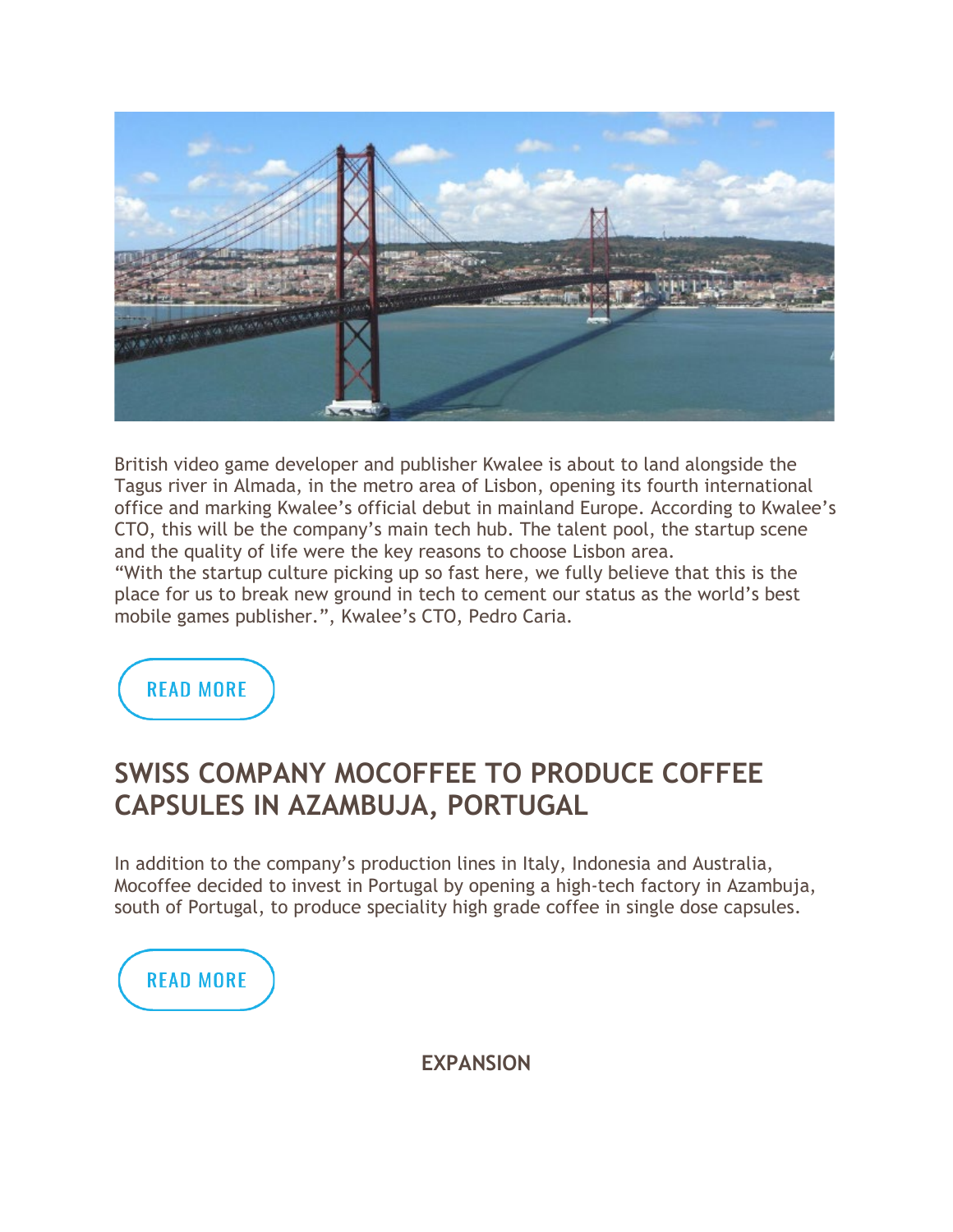British video game developer and publisher Kwalee is about to land alongside the Tagus river in Almada, in the metro area of Lisbon, opening its fourth international office and marking Kwalee's official debut in mainland Europe. According to Kwalee's CTO, this will be the company's main tech hub. The talent pool, the startup scene and the quality of life were the key reasons to choose Lisbon area.
"With the startup culture picking up so fast here, we fully believe that this is the place for us to break new ground in tech to cement our status as the world's best mobile games publisher.", Kwalee's CTO, Pedro Caria.

READ MORE

## SWISS COMPANY MOCOFFEE TO PRODUCE COFFEE CAPSULES IN AZAMBUJA, PORTUGAL

In addition to the company's production lines in Italy, Indonesia and Australia, Mocoffee decided to invest in Portugal by opening a high-tech factory in Azambuja, south of Portugal, to produce speciality high grade coffee in single dose capsules.

READ MORE

**EXPANSION**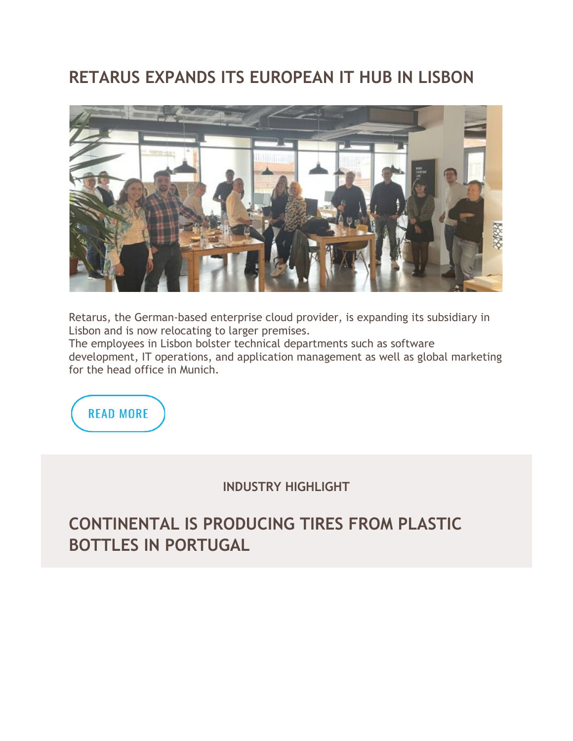## RETARUS EXPANDS ITS EUROPEAN IT HUB IN LISBON

Retarus, the German-based enterprise cloud provider, is expanding its subsidiary in Lisbon and is now relocating to larger premises.
The employees in Lisbon bolster technical departments such as software development, IT operations, and application management as well as global marketing for the head office in Munich.

READ MORE

**INDUSTRY HIGHLIGHT**

## CONTINENTAL IS PRODUCING TIRES FROM PLASTIC BOTTLES IN PORTUGAL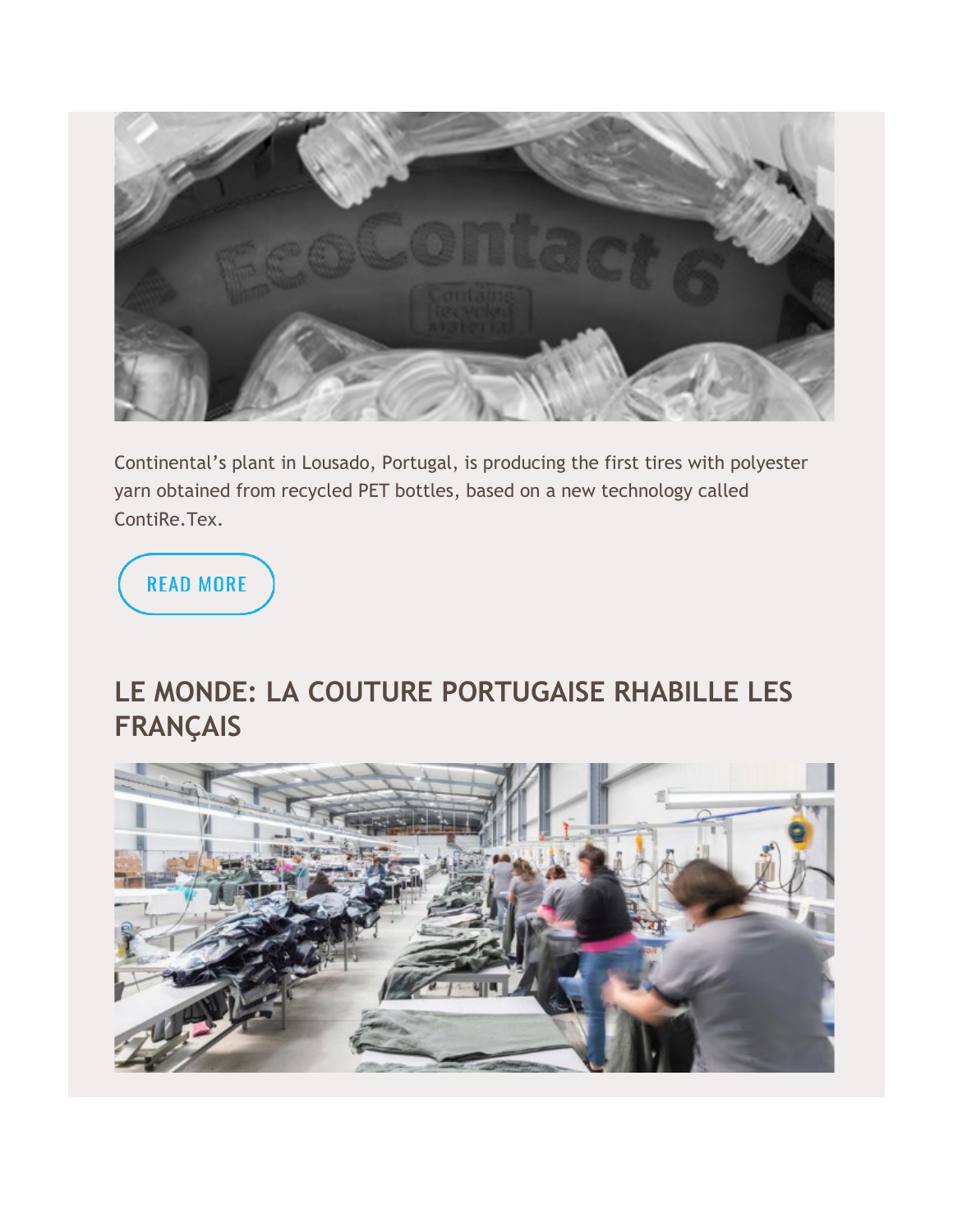Continental's plant in Lousado, Portugal, is producing the first tires with polyester yarn obtained from recycled PET bottles, based on a new technology called ContiRe.Tex.

READ MORE

## LE MONDE: LA COUTURE PORTUGAISE RHABILLE LES FRANÇAIS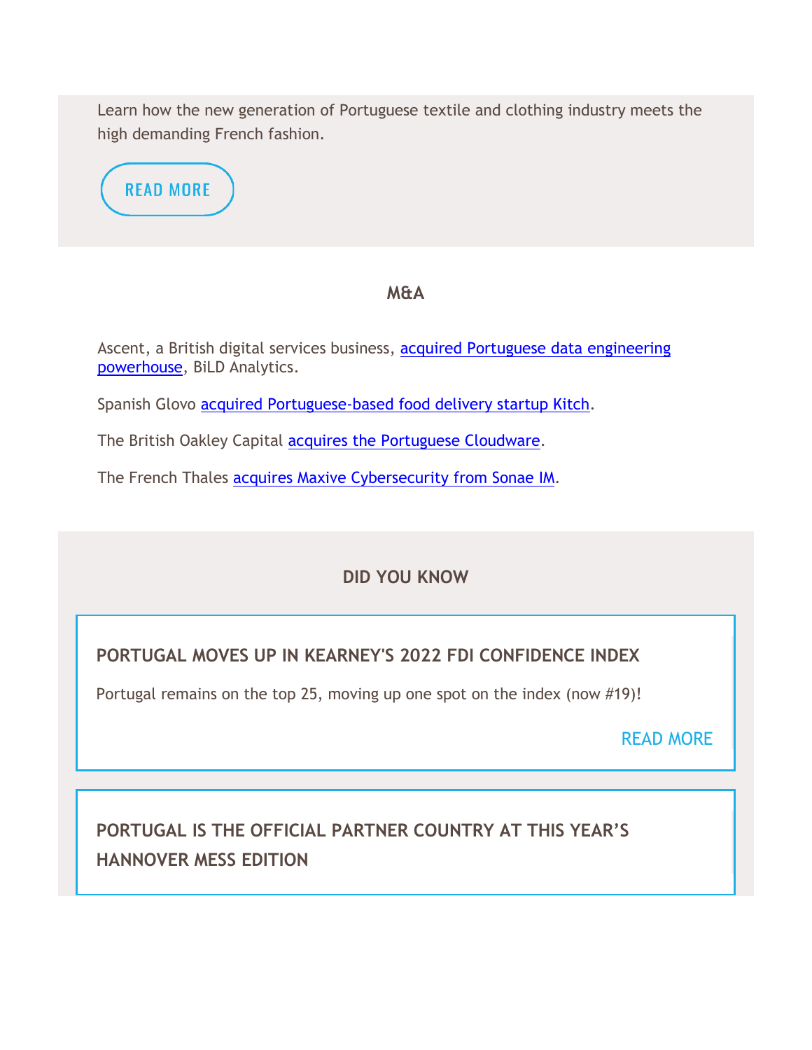Learn how the new generation of Portuguese textile and clothing industry meets the high demanding French fashion.

READ MORE

## M&A

Ascent, a British digital services business, acquired Portuguese data engineering powerhouse, BiLD Analytics.

Spanish Glovo acquired Portuguese-based food delivery startup Kitch.

The British Oakley Capital acquires the Portuguese Cloudware.

The French Thales acquires Maxive Cybersecurity from Sonae IM.

## DID YOU KNOW

### PORTUGAL MOVES UP IN KEARNEY'S 2022 FDI CONFIDENCE INDEX

Portugal remains on the top 25, moving up one spot on the index (now #19)!

READ MORE

### PORTUGAL IS THE OFFICIAL PARTNER COUNTRY AT THIS YEAR'S HANNOVER MESS EDITION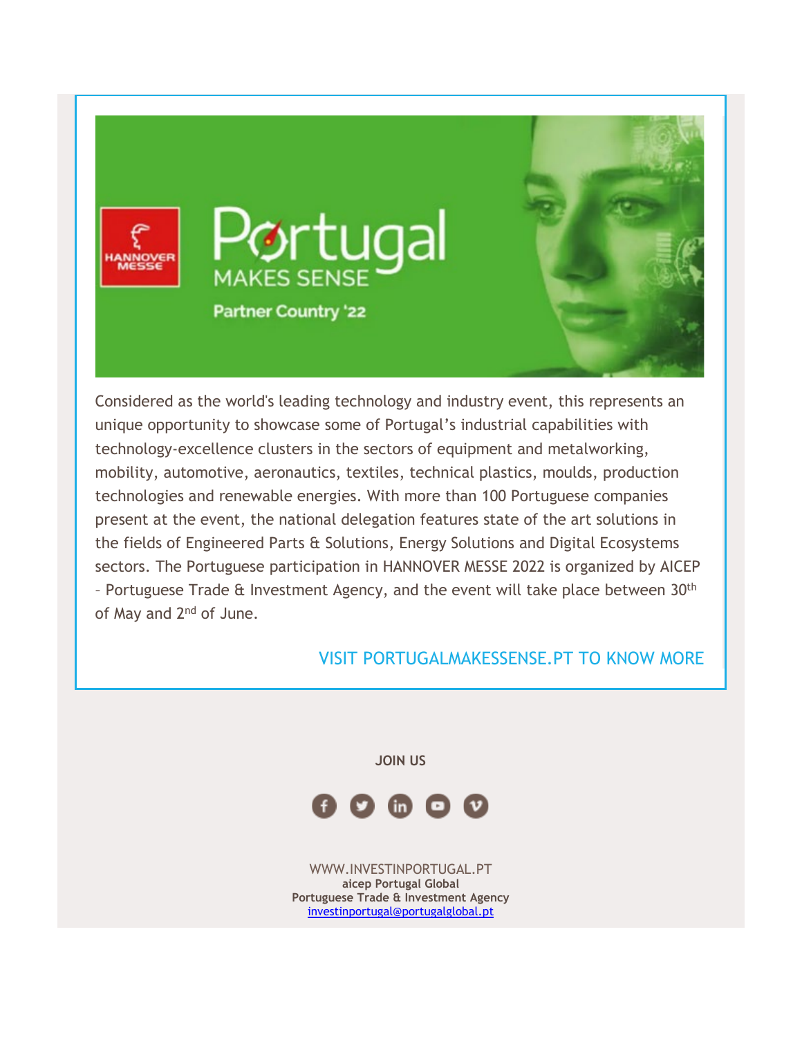Considered as the world's leading technology and industry event, this represents an unique opportunity to showcase some of Portugal's industrial capabilities with technology-excellence clusters in the sectors of equipment and metalworking, mobility, automotive, aeronautics, textiles, technical plastics, moulds, production technologies and renewable energies. With more than 100 Portuguese companies present at the event, the national delegation features state of the art solutions in the fields of Engineered Parts & Solutions, Energy Solutions and Digital Ecosystems sectors. The Portuguese participation in HANNOVER MESSE 2022 is organized by AICEP – Portuguese Trade & Investment Agency, and the event will take place between 30th of May and 2nd of June.

VISIT PORTUGALMAKESSENSE.PT TO KNOW MORE

**JOIN US**

WWW.INVESTINPORTUGAL.PT
**aicep Portugal Global**
**Portuguese Trade & Investment Agency**
investinportugal@portugalglobal.pt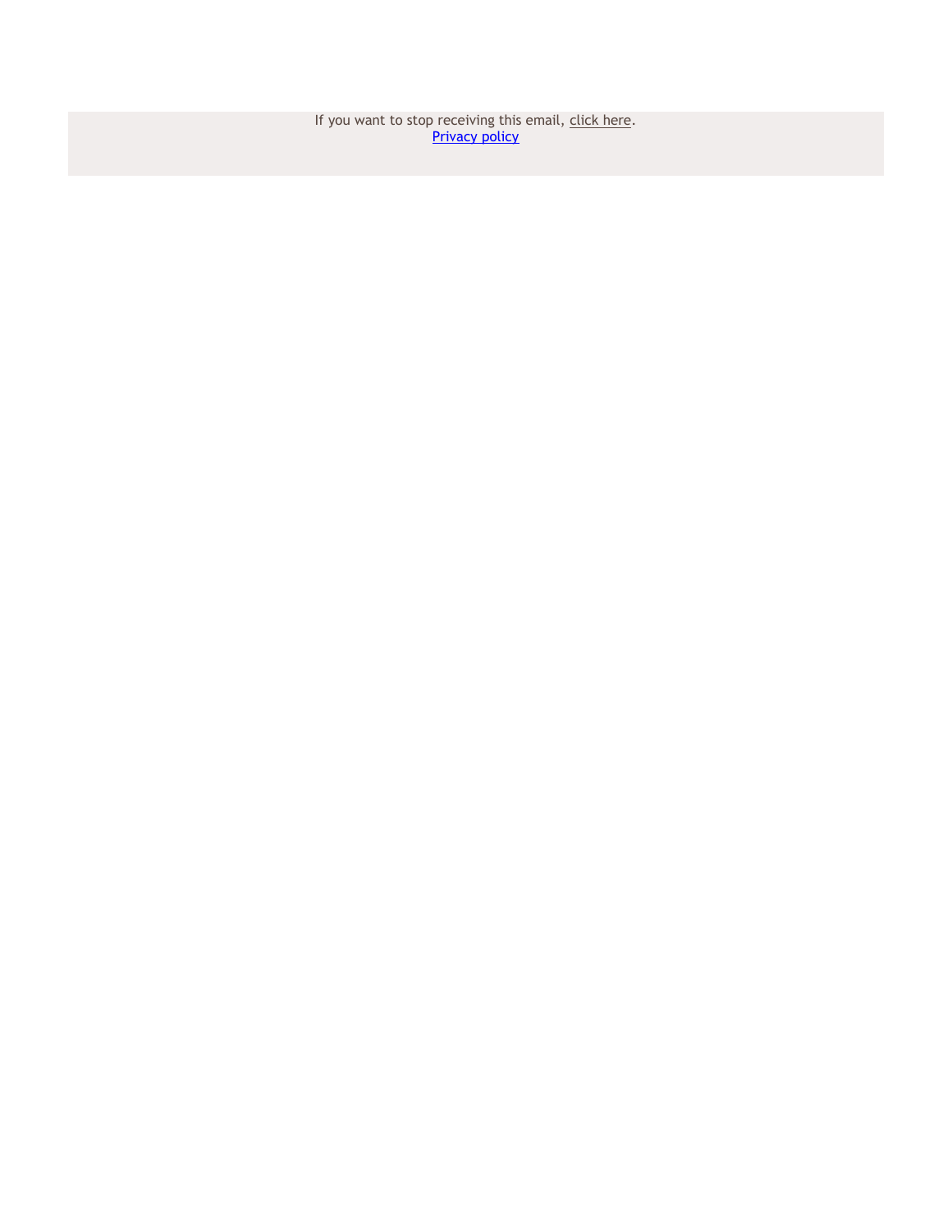If you want to stop receiving this email, click here.
Privacy policy